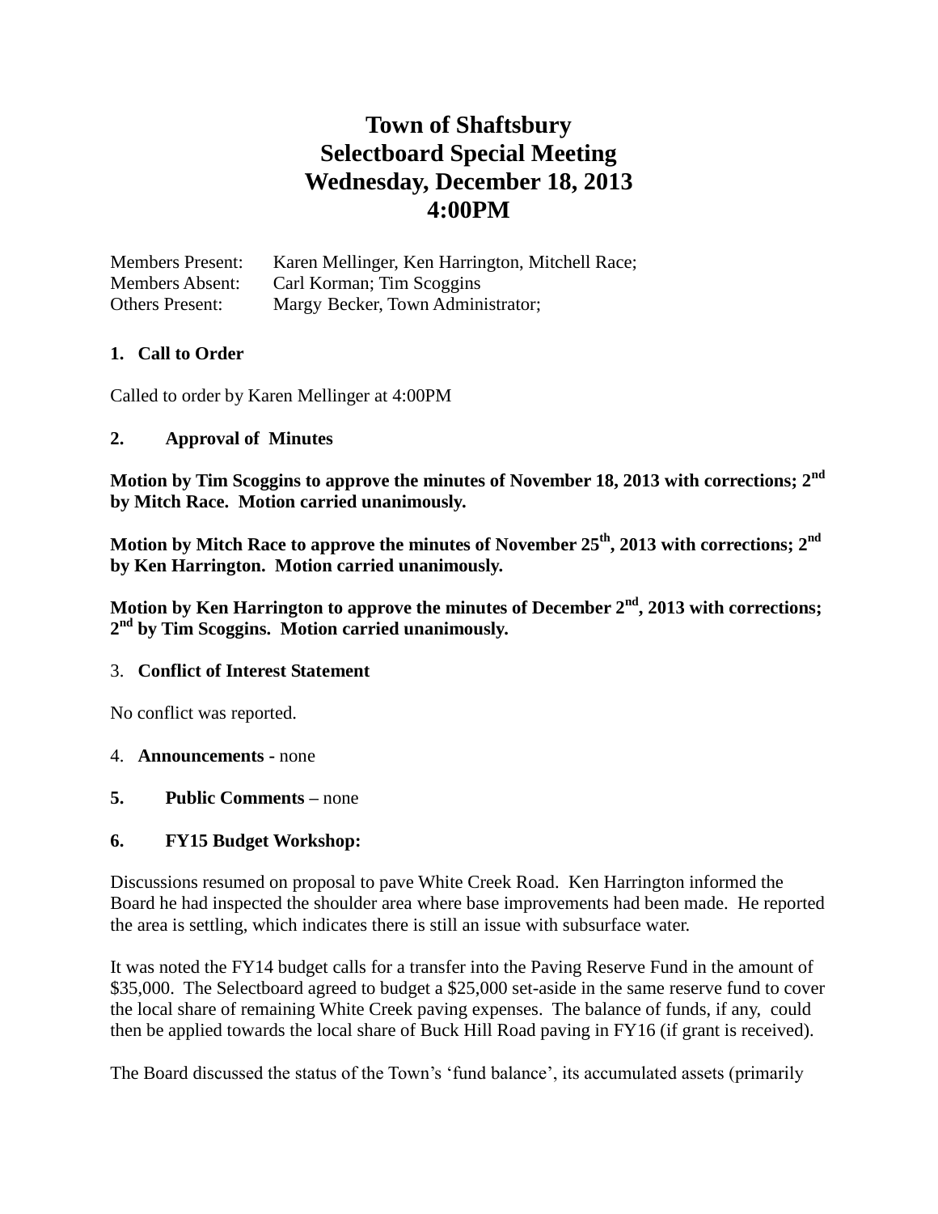# Town of Shaftsbury
# Selectboard Special Meeting
# Wednesday, December 18, 2013
# 4:00PM

Members Present: Karen Mellinger, Ken Harrington, Mitchell Race;
Members Absent: Carl Korman; Tim Scoggins
Others Present: Margy Becker, Town Administrator;

**1. Call to Order**

Called to order by Karen Mellinger at 4:00PM

**2. Approval of Minutes**

**Motion by Tim Scoggins to approve the minutes of November 18, 2013 with corrections; 2nd by Mitch Race. Motion carried unanimously.**

**Motion by Mitch Race to approve the minutes of November 25th, 2013 with corrections; 2nd by Ken Harrington. Motion carried unanimously.**

**Motion by Ken Harrington to approve the minutes of December 2nd, 2013 with corrections; 2nd by Tim Scoggins. Motion carried unanimously.**

3. **Conflict of Interest Statement**

No conflict was reported.

4. **Announcements** - none

**5. Public Comments** – none

**6. FY15 Budget Workshop:**

Discussions resumed on proposal to pave White Creek Road. Ken Harrington informed the Board he had inspected the shoulder area where base improvements had been made. He reported the area is settling, which indicates there is still an issue with subsurface water.

It was noted the FY14 budget calls for a transfer into the Paving Reserve Fund in the amount of $35,000. The Selectboard agreed to budget a $25,000 set-aside in the same reserve fund to cover the local share of remaining White Creek paving expenses. The balance of funds, if any, could then be applied towards the local share of Buck Hill Road paving in FY16 (if grant is received).

The Board discussed the status of the Town's 'fund balance', its accumulated assets (primarily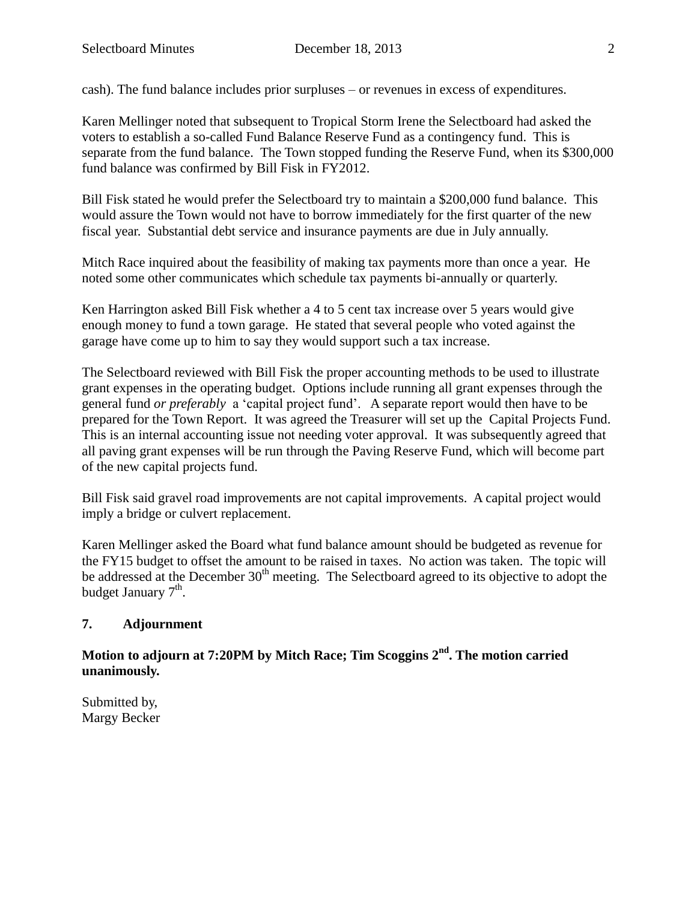cash). The fund balance includes prior surpluses – or revenues in excess of expenditures.

Karen Mellinger noted that subsequent to Tropical Storm Irene the Selectboard had asked the voters to establish a so-called Fund Balance Reserve Fund as a contingency fund. This is separate from the fund balance. The Town stopped funding the Reserve Fund, when its $300,000 fund balance was confirmed by Bill Fisk in FY2012.

Bill Fisk stated he would prefer the Selectboard try to maintain a $200,000 fund balance. This would assure the Town would not have to borrow immediately for the first quarter of the new fiscal year. Substantial debt service and insurance payments are due in July annually.

Mitch Race inquired about the feasibility of making tax payments more than once a year. He noted some other communicates which schedule tax payments bi-annually or quarterly.

Ken Harrington asked Bill Fisk whether a 4 to 5 cent tax increase over 5 years would give enough money to fund a town garage. He stated that several people who voted against the garage have come up to him to say they would support such a tax increase.

The Selectboard reviewed with Bill Fisk the proper accounting methods to be used to illustrate grant expenses in the operating budget. Options include running all grant expenses through the general fund *or preferably* a 'capital project fund'. A separate report would then have to be prepared for the Town Report. It was agreed the Treasurer will set up the Capital Projects Fund. This is an internal accounting issue not needing voter approval. It was subsequently agreed that all paving grant expenses will be run through the Paving Reserve Fund, which will become part of the new capital projects fund.

Bill Fisk said gravel road improvements are not capital improvements. A capital project would imply a bridge or culvert replacement.

Karen Mellinger asked the Board what fund balance amount should be budgeted as revenue for the FY15 budget to offset the amount to be raised in taxes. No action was taken. The topic will be addressed at the December 30th meeting. The Selectboard agreed to its objective to adopt the budget January 7th.

## 7. Adjournment

**Motion to adjourn at 7:20PM by Mitch Race; Tim Scoggins 2nd. The motion carried unanimously.**

Submitted by,
Margy Becker